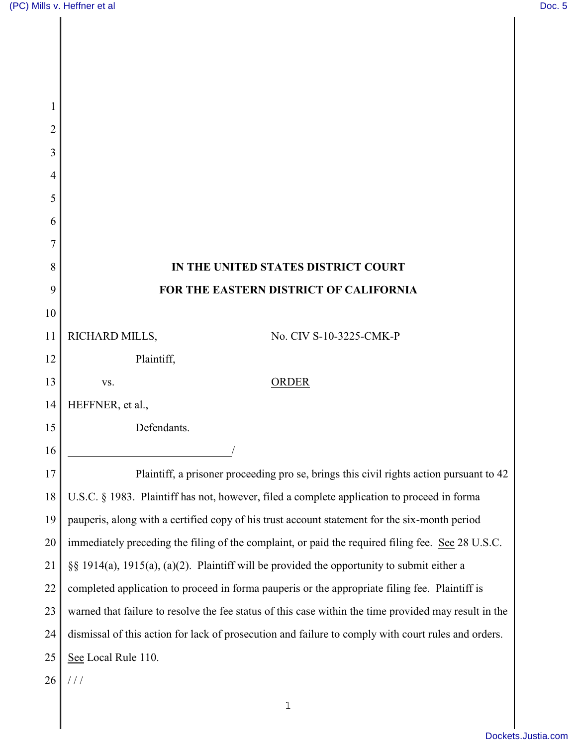# IN THE UNITED STATES DISTRICT COURT
# FOR THE EASTERN DISTRICT OF CALIFORNIA

RICHARD MILLS,

Plaintiff,

vs.

HEFFNER, et al.,

Defendants.

No. CIV S-10-3225-CMK-P

ORDER

Plaintiff, a prisoner proceeding pro se, brings this civil rights action pursuant to 42 U.S.C. § 1983. Plaintiff has not, however, filed a complete application to proceed in forma pauperis, along with a certified copy of his trust account statement for the six-month period immediately preceding the filing of the complaint, or paid the required filing fee. See 28 U.S.C. §§ 1914(a), 1915(a), (a)(2). Plaintiff will be provided the opportunity to submit either a completed application to proceed in forma pauperis or the appropriate filing fee. Plaintiff is warned that failure to resolve the fee status of this case within the time provided may result in the dismissal of this action for lack of prosecution and failure to comply with court rules and orders. See Local Rule 110.

/ / /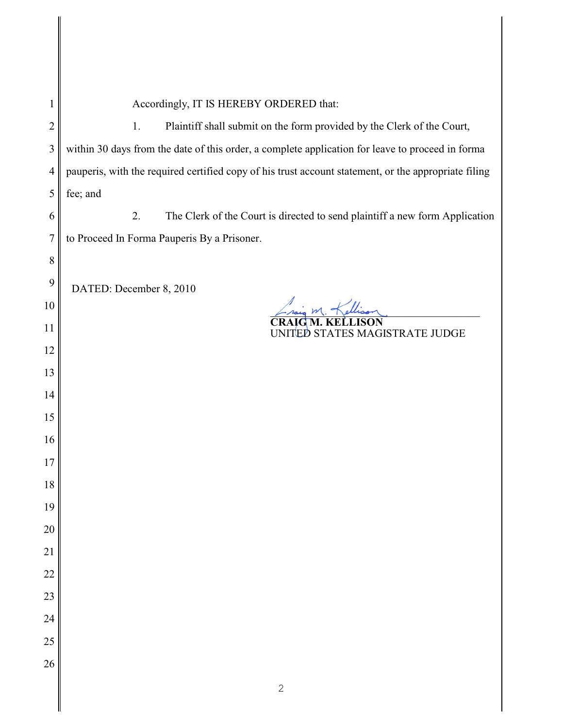Accordingly, IT IS HEREBY ORDERED that:

1. Plaintiff shall submit on the form provided by the Clerk of the Court, within 30 days from the date of this order, a complete application for leave to proceed in forma pauperis, with the required certified copy of his trust account statement, or the appropriate filing fee; and

2. The Clerk of the Court is directed to send plaintiff a new form Application to Proceed In Forma Pauperis By a Prisoner.

DATED: December 8, 2010

**CRAIG M. KELLISON**
UNITED STATES MAGISTRATE JUDGE